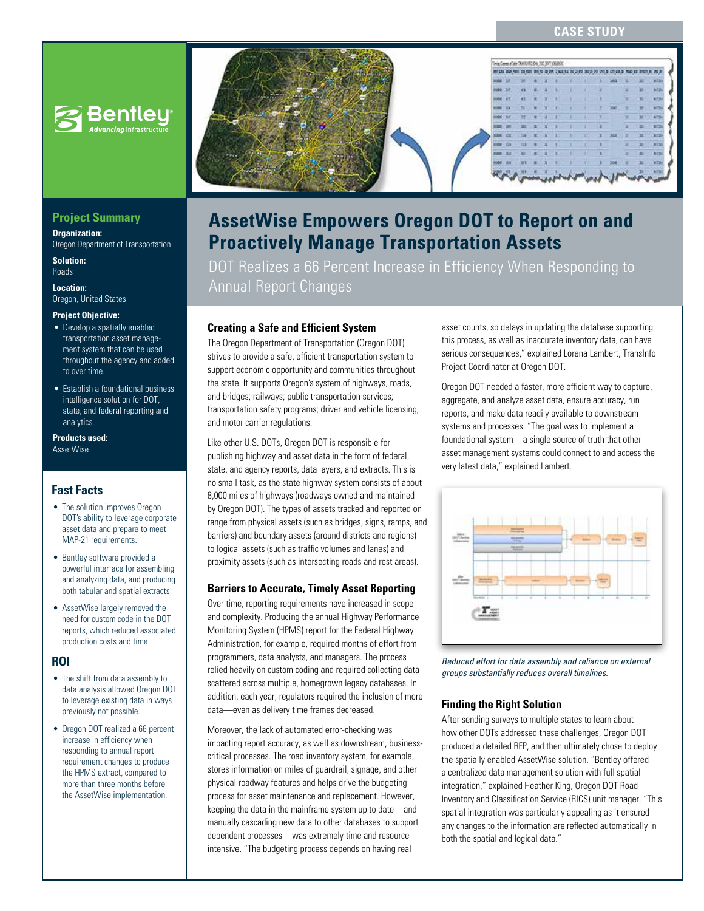CASE STUDY

## Project Summary

**Organization:**
Oregon Department of Transportation

**Solution:**
Roads

**Location:**
Oregon, United States

**Project Objective:**

- Develop a spatially enabled transportation asset management system that can be used throughout the agency and added to over time.
- Establish a foundational business intelligence solution for DOT, state, and federal reporting and analytics.

**Products used:**
AssetWise

## Fast Facts

- The solution improves Oregon DOT's ability to leverage corporate asset data and prepare to meet MAP-21 requirements.
- Bentley software provided a powerful interface for assembling and analyzing data, and producing both tabular and spatial extracts.
- AssetWise largely removed the need for custom code in the DOT reports, which reduced associated production costs and time.

## ROI

- The shift from data assembly to data analysis allowed Oregon DOT to leverage existing data in ways previously not possible.
- Oregon DOT realized a 66 percent increase in efficiency when responding to annual report requirement changes to produce the HPMS extract, compared to more than three months before the AssetWise implementation.

# AssetWise Empowers Oregon DOT to Report on and Proactively Manage Transportation Assets

DOT Realizes a 66 Percent Increase in Efficiency When Responding to Annual Report Changes

### Creating a Safe and Efficient System

The Oregon Department of Transportation (Oregon DOT) strives to provide a safe, efficient transportation system to support economic opportunity and communities throughout the state. It supports Oregon's system of highways, roads, and bridges; railways; public transportation services; transportation safety programs; driver and vehicle licensing; and motor carrier regulations.

Like other U.S. DOTs, Oregon DOT is responsible for publishing highway and asset data in the form of federal, state, and agency reports, data layers, and extracts. This is no small task, as the state highway system consists of about 8,000 miles of highways (roadways owned and maintained by Oregon DOT). The types of assets tracked and reported on range from physical assets (such as bridges, signs, ramps, and barriers) and boundary assets (around districts and regions) to logical assets (such as traffic volumes and lanes) and proximity assets (such as intersecting roads and rest areas).

### Barriers to Accurate, Timely Asset Reporting

Over time, reporting requirements have increased in scope and complexity. Producing the annual Highway Performance Monitoring System (HPMS) report for the Federal Highway Administration, for example, required months of effort from programmers, data analysts, and managers. The process relied heavily on custom coding and required collecting data scattered across multiple, homegrown legacy databases. In addition, each year, regulators required the inclusion of more data—even as delivery time frames decreased.

Moreover, the lack of automated error-checking was impacting report accuracy, as well as downstream, business-critical processes. The road inventory system, for example, stores information on miles of guardrail, signage, and other physical roadway features and helps drive the budgeting process for asset maintenance and replacement. However, keeping the data in the mainframe system up to date—and manually cascading new data to other databases to support dependent processes—was extremely time and resource intensive. "The budgeting process depends on having real asset counts, so delays in updating the database supporting this process, as well as inaccurate inventory data, can have serious consequences," explained Lorena Lambert, TransInfo Project Coordinator at Oregon DOT.

Oregon DOT needed a faster, more efficient way to capture, aggregate, and analyze asset data, ensure accuracy, run reports, and make data readily available to downstream systems and processes. "The goal was to implement a foundational system—a single source of truth that other asset management systems could connect to and access the very latest data," explained Lambert.

*Reduced effort for data assembly and reliance on external groups substantially reduces overall timelines.*

### Finding the Right Solution

After sending surveys to multiple states to learn about how other DOTs addressed these challenges, Oregon DOT produced a detailed RFP, and then ultimately chose to deploy the spatially enabled AssetWise solution. "Bentley offered a centralized data management solution with full spatial integration," explained Heather King, Oregon DOT Road Inventory and Classification Service (RICS) unit manager. "This spatial integration was particularly appealing as it ensured any changes to the information are reflected automatically in both the spatial and logical data."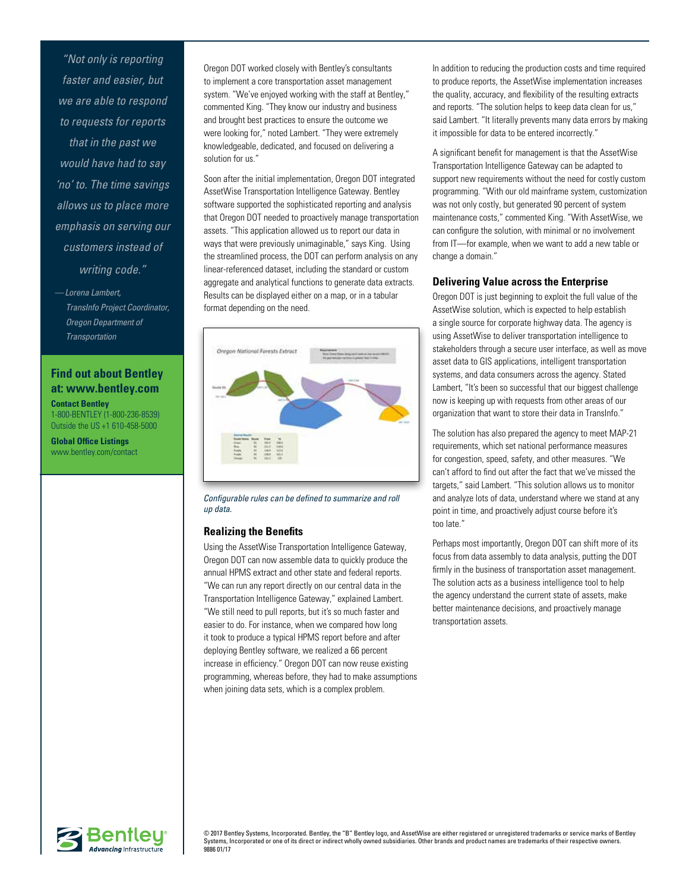*"Not only is reporting faster and easier, but we are able to respond to requests for reports that in the past we would have had to say 'no' to. The time savings allows us to place more emphasis on serving our customers instead of writing code."*

*— Lorena Lambert, TransInfo Project Coordinator, Oregon Department of Transportation*

**Find out about Bentley at: www.bentley.com**

**Contact Bentley**
1-800-BENTLEY (1-800-236-8539)
Outside the US +1 610-458-5000

**Global Office Listings**
www.bentley.com/contact

Oregon DOT worked closely with Bentley's consultants to implement a core transportation asset management system. "We've enjoyed working with the staff at Bentley," commented King. "They know our industry and business and brought best practices to ensure the outcome we were looking for," noted Lambert. "They were extremely knowledgeable, dedicated, and focused on delivering a solution for us."

Soon after the initial implementation, Oregon DOT integrated AssetWise Transportation Intelligence Gateway. Bentley software supported the sophisticated reporting and analysis that Oregon DOT needed to proactively manage transportation assets. "This application allowed us to report our data in ways that were previously unimaginable," says King. Using the streamlined process, the DOT can perform analysis on any linear-referenced dataset, including the standard or custom aggregate and analytical functions to generate data extracts. Results can be displayed either on a map, or in a tabular format depending on the need.

Oregon National Forests Extract

*Configurable rules can be defined to summarize and roll up data.*

### Realizing the Benefits

Using the AssetWise Transportation Intelligence Gateway, Oregon DOT can now assemble data to quickly produce the annual HPMS extract and other state and federal reports. "We can run any report directly on our central data in the Transportation Intelligence Gateway," explained Lambert. "We still need to pull reports, but it's so much faster and easier to do. For instance, when we compared how long it took to produce a typical HPMS report before and after deploying Bentley software, we realized a 66 percent increase in efficiency." Oregon DOT can now reuse existing programming, whereas before, they had to make assumptions when joining data sets, which is a complex problem.

In addition to reducing the production costs and time required to produce reports, the AssetWise implementation increases the quality, accuracy, and flexibility of the resulting extracts and reports. "The solution helps to keep data clean for us," said Lambert. "It literally prevents many data errors by making it impossible for data to be entered incorrectly."

A significant benefit for management is that the AssetWise Transportation Intelligence Gateway can be adapted to support new requirements without the need for costly custom programming. "With our old mainframe system, customization was not only costly, but generated 90 percent of system maintenance costs," commented King. "With AssetWise, we can configure the solution, with minimal or no involvement from IT—for example, when we want to add a new table or change a domain."

### Delivering Value across the Enterprise

Oregon DOT is just beginning to exploit the full value of the AssetWise solution, which is expected to help establish a single source for corporate highway data. The agency is using AssetWise to deliver transportation intelligence to stakeholders through a secure user interface, as well as move asset data to GIS applications, intelligent transportation systems, and data consumers across the agency. Stated Lambert, "It's been so successful that our biggest challenge now is keeping up with requests from other areas of our organization that want to store their data in TransInfo."

The solution has also prepared the agency to meet MAP-21 requirements, which set national performance measures for congestion, speed, safety, and other measures. "We can't afford to find out after the fact that we've missed the targets," said Lambert. "This solution allows us to monitor and analyze lots of data, understand where we stand at any point in time, and proactively adjust course before it's too late."

Perhaps most importantly, Oregon DOT can shift more of its focus from data assembly to data analysis, putting the DOT firmly in the business of transportation asset management. The solution acts as a business intelligence tool to help the agency understand the current state of assets, make better maintenance decisions, and proactively manage transportation assets.

© 2017 Bentley Systems, Incorporated. Bentley, the "B" Bentley logo, and AssetWise are either registered or unregistered trademarks or service marks of Bentley Systems, Incorporated or one of its direct or indirect wholly owned subsidiaries. Other brands and product names are trademarks of their respective owners. 9886 01/17